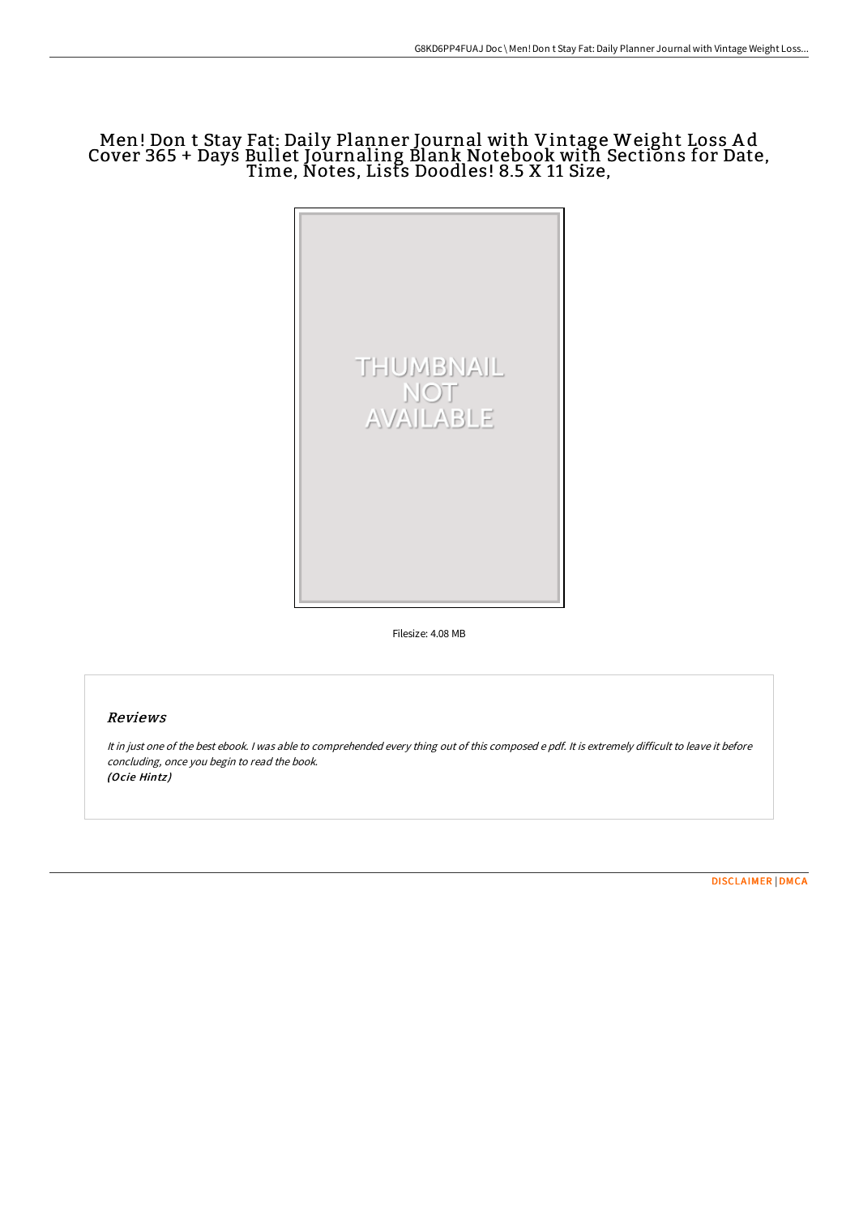# Men! Don t Stay Fat: Daily Planner Journal with Vintage Weight Loss Ad Cover 365 + Days Bullet Journaling Blank Notebook with Sections for Date, Time, Notes, Lists Doodles! 8.5 X 11 Size,

THUMBNAIL NOT AVAILABLE

Filesize: 4.08 MB

## Reviews

*It in just one of the best ebook. I was able to comprehended every thing out of this composed e pdf. It is extremely difficult to leave it before concluding, once you begin to read the book.*
*(Ocie Hintz)*

DISCLAIMER | DMCA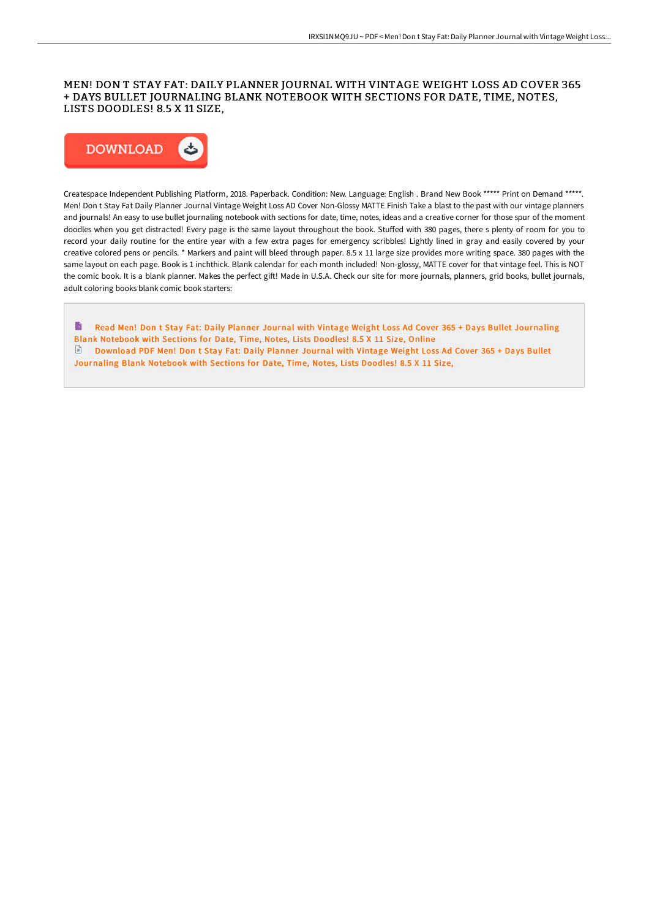# MEN! DON T STAY FAT: DAILY PLANNER JOURNAL WITH VINTAGE WEIGHT LOSS AD COVER 365 + DAYS BULLET JOURNALING BLANK NOTEBOOK WITH SECTIONS FOR DATE, TIME, NOTES, LISTS DOODLES! 8.5 X 11 SIZE,

DOWNLOAD

Createspace Independent Publishing Platform, 2018. Paperback. Condition: New. Language: English . Brand New Book ***** Print on Demand *****. Men! Don t Stay Fat Daily Planner Journal Vintage Weight Loss AD Cover Non-Glossy MATTE Finish Take a blast to the past with our vintage planners and journals! An easy to use bullet journaling notebook with sections for date, time, notes, ideas and a creative corner for those spur of the moment doodles when you get distracted! Every page is the same layout throughout the book. Stuffed with 380 pages, there s plenty of room for you to record your daily routine for the entire year with a few extra pages for emergency scribbles! Lightly lined in gray and easily covered by your creative colored pens or pencils. * Markers and paint will bleed through paper. 8.5 x 11 large size provides more writing space. 380 pages with the same layout on each page. Book is 1 inchthick. Blank calendar for each month included! Non-glossy, MATTE cover for that vintage feel. This is NOT the comic book. It is a blank planner. Makes the perfect gift! Made in U.S.A. Check our site for more journals, planners, grid books, bullet journals, adult coloring books blank comic book starters:

Read Men! Don t Stay Fat: Daily Planner Journal with Vintage Weight Loss Ad Cover 365 + Days Bullet Journaling Blank Notebook with Sections for Date, Time, Notes, Lists Doodles! 8.5 X 11 Size, Online

Download PDF Men! Don t Stay Fat: Daily Planner Journal with Vintage Weight Loss Ad Cover 365 + Days Bullet Journaling Blank Notebook with Sections for Date, Time, Notes, Lists Doodles! 8.5 X 11 Size,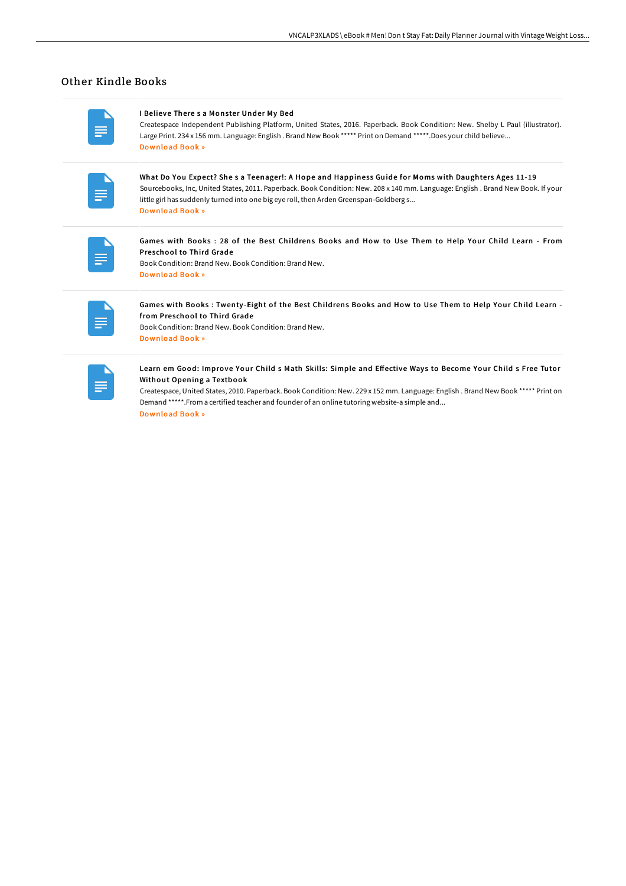## Other Kindle Books

### I Believe There s a Monster Under My Bed

Createspace Independent Publishing Platform, United States, 2016. Paperback. Book Condition: New. Shelby L Paul (illustrator). Large Print. 234 x 156 mm. Language: English . Brand New Book ***** Print on Demand *****.Does your child believe...

Download Book »

### What Do You Expect? She s a Teenager!: A Hope and Happiness Guide for Moms with Daughters Ages 11-19

Sourcebooks, Inc, United States, 2011. Paperback. Book Condition: New. 208 x 140 mm. Language: English . Brand New Book. If your little girl has suddenly turned into one big eye roll, then Arden Greenspan-Goldberg s...

Download Book »

### Games with Books : 28 of the Best Childrens Books and How to Use Them to Help Your Child Learn - From Preschool to Third Grade

Book Condition: Brand New. Book Condition: Brand New.

Download Book »

### Games with Books : Twenty-Eight of the Best Childrens Books and How to Use Them to Help Your Child Learn - from Preschool to Third Grade

Book Condition: Brand New. Book Condition: Brand New.

Download Book »

### Learn em Good: Improve Your Child s Math Skills: Simple and Effective Ways to Become Your Child s Free Tutor Without Opening a Textbook

Createspace, United States, 2010. Paperback. Book Condition: New. 229 x 152 mm. Language: English . Brand New Book ***** Print on Demand *****.From a certified teacher and founder of an online tutoring website-a simple and...

Download Book »